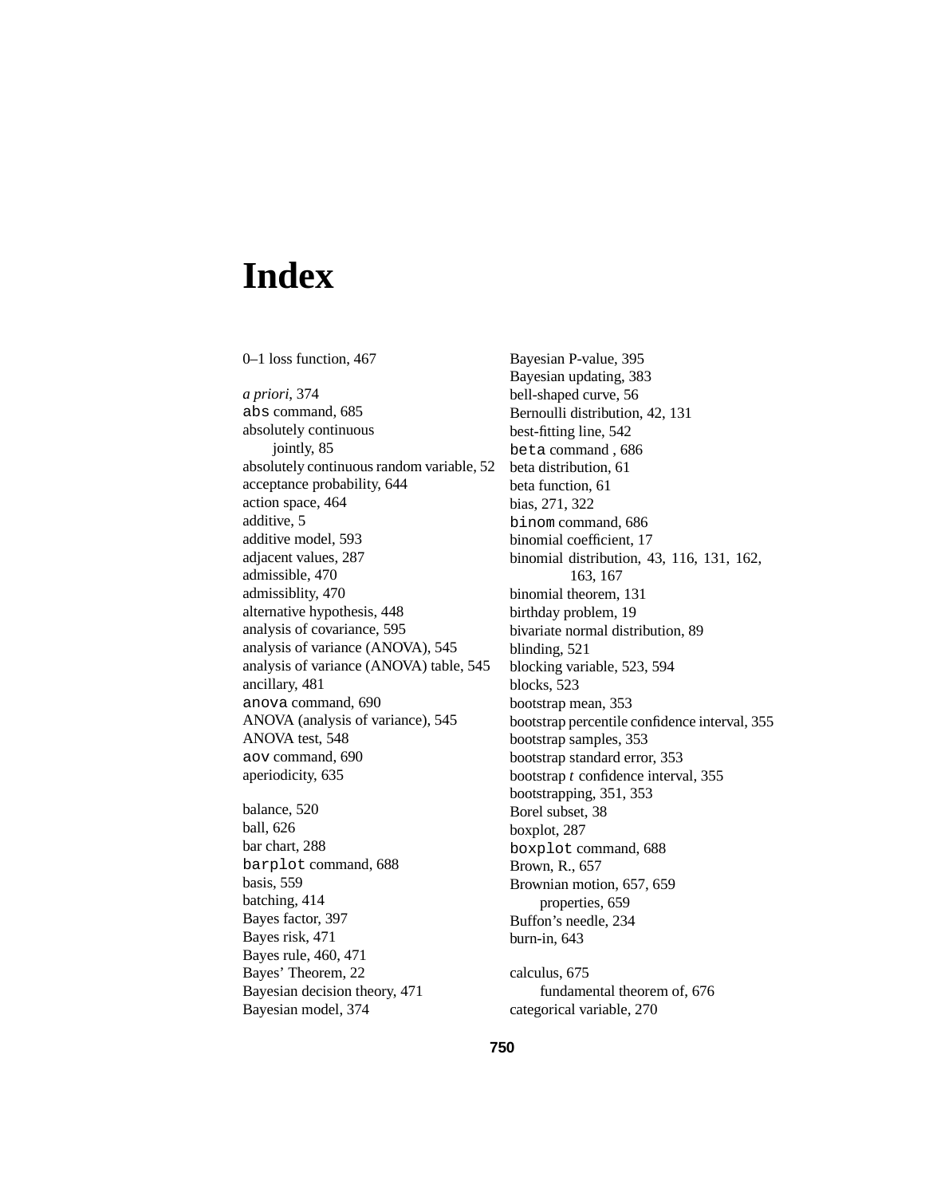# Index

0–1 loss function, 467

*a priori*, 374
`abs` command, 685
absolutely continuous
  jointly, 85
absolutely continuous random variable, 52
acceptance probability, 644
action space, 464
additive, 5
additive model, 593
adjacent values, 287
admissible, 470
admissiblity, 470
alternative hypothesis, 448
analysis of covariance, 595
analysis of variance (ANOVA), 545
analysis of variance (ANOVA) table, 545
ancillary, 481
`anova` command, 690
ANOVA (analysis of variance), 545
ANOVA test, 548
`aov` command, 690
aperiodicity, 635

balance, 520
ball, 626
bar chart, 288
`barplot` command, 688
basis, 559
batching, 414
Bayes factor, 397
Bayes risk, 471
Bayes rule, 460, 471
Bayes' Theorem, 22
Bayesian decision theory, 471
Bayesian model, 374
Bayesian P-value, 395
Bayesian updating, 383
bell-shaped curve, 56
Bernoulli distribution, 42, 131
best-fitting line, 542
`beta` command , 686
beta distribution, 61
beta function, 61
bias, 271, 322
`binom` command, 686
binomial coefficient, 17
binomial distribution, 43, 116, 131, 162, 163, 167
binomial theorem, 131
birthday problem, 19
bivariate normal distribution, 89
blinding, 521
blocking variable, 523, 594
blocks, 523
bootstrap mean, 353
bootstrap percentile confidence interval, 355
bootstrap samples, 353
bootstrap standard error, 353
bootstrap *t* confidence interval, 355
bootstrapping, 351, 353
Borel subset, 38
boxplot, 287
`boxplot` command, 688
Brown, R., 657
Brownian motion, 657, 659
  properties, 659
Buffon's needle, 234
burn-in, 643

calculus, 675
  fundamental theorem of, 676
categorical variable, 270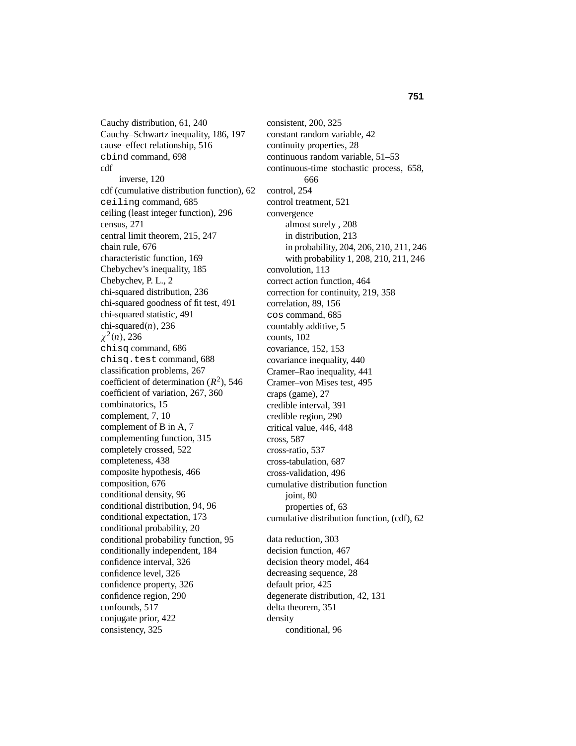Cauchy distribution, 61, 240
Cauchy–Schwartz inequality, 186, 197
cause–effect relationship, 516
`cbind` command, 698
cdf
  inverse, 120
cdf (cumulative distribution function), 62
`ceiling` command, 685
ceiling (least integer function), 296
census, 271
central limit theorem, 215, 247
chain rule, 676
characteristic function, 169
Chebychev's inequality, 185
Chebychev, P. L., 2
chi-squared distribution, 236
chi-squared goodness of fit test, 491
chi-squared statistic, 491
chi-squared$(n)$, 236
$\chi^2(n)$, 236
`chisq` command, 686
`chisq.test` command, 688
classification problems, 267
coefficient of determination ($R^2$), 546
coefficient of variation, 267, 360
combinatorics, 15
complement, 7, 10
complement of B in A, 7
complementing function, 315
completely crossed, 522
completeness, 438
composite hypothesis, 466
composition, 676
conditional density, 96
conditional distribution, 94, 96
conditional expectation, 173
conditional probability, 20
conditional probability function, 95
conditionally independent, 184
confidence interval, 326
confidence level, 326
confidence property, 326
confidence region, 290
confounds, 517
conjugate prior, 422
consistency, 325
consistent, 200, 325
constant random variable, 42
continuity properties, 28
continuous random variable, 51–53
continuous-time stochastic process, 658, 666
control, 254
control treatment, 521
convergence
  almost surely , 208
  in distribution, 213
  in probability, 204, 206, 210, 211, 246
  with probability 1, 208, 210, 211, 246
convolution, 113
correct action function, 464
correction for continuity, 219, 358
correlation, 89, 156
`cos` command, 685
countably additive, 5
counts, 102
covariance, 152, 153
covariance inequality, 440
Cramer–Rao inequality, 441
Cramer–von Mises test, 495
craps (game), 27
credible interval, 391
credible region, 290
critical value, 446, 448
cross, 587
cross-ratio, 537
cross-tabulation, 687
cross-validation, 496
cumulative distribution function
  joint, 80
  properties of, 63
cumulative distribution function, (cdf), 62

data reduction, 303
decision function, 467
decision theory model, 464
decreasing sequence, 28
default prior, 425
degenerate distribution, 42, 131
delta theorem, 351
density
  conditional, 96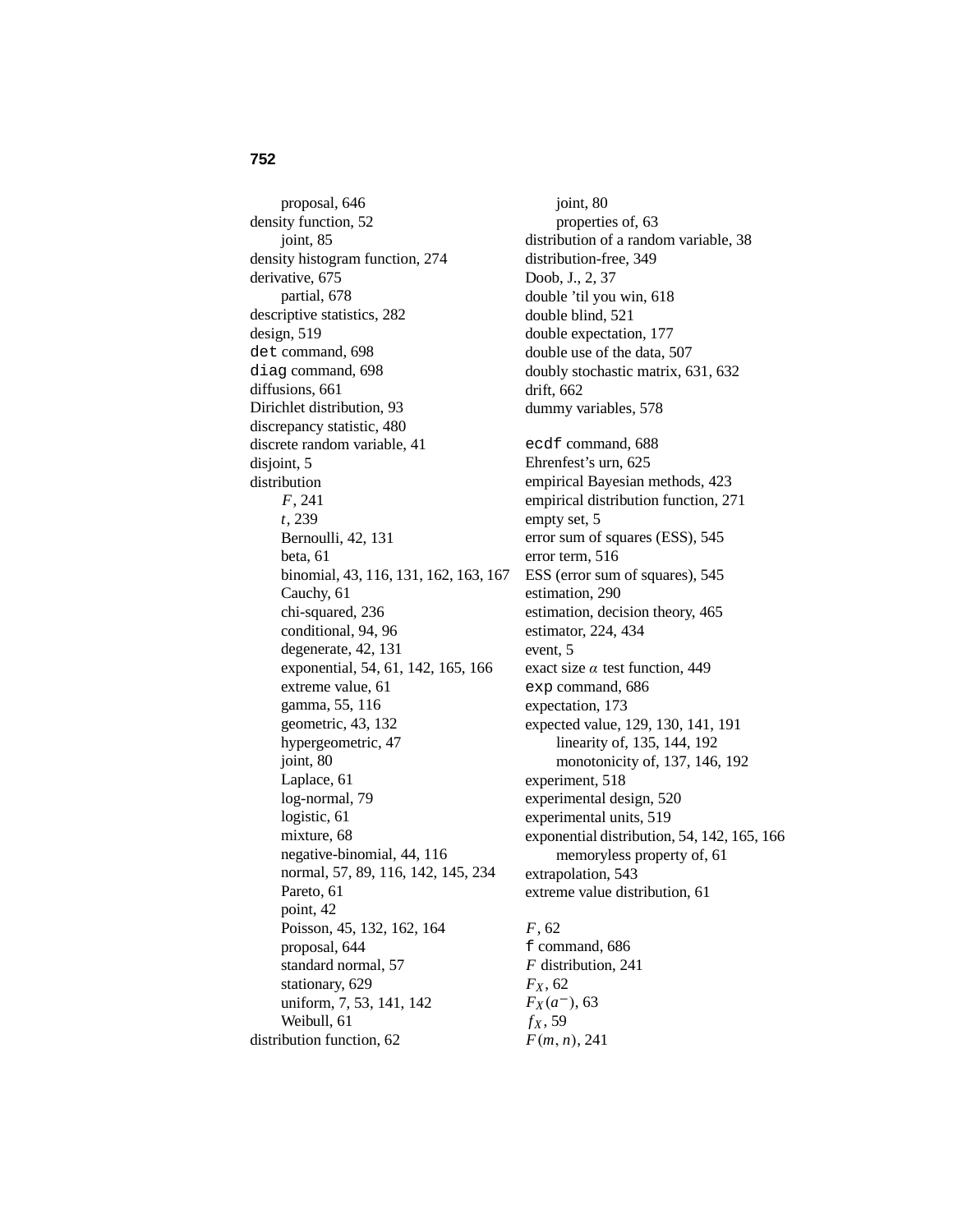proposal, 646
density function, 52
  joint, 85
density histogram function, 274
derivative, 675
  partial, 678
descriptive statistics, 282
design, 519
`det` command, 698
`diag` command, 698
diffusions, 661
Dirichlet distribution, 93
discrepancy statistic, 480
discrete random variable, 41
disjoint, 5
distribution
  $F$, 241
  $t$, 239
  Bernoulli, 42, 131
  beta, 61
  binomial, 43, 116, 131, 162, 163, 167
  Cauchy, 61
  chi-squared, 236
  conditional, 94, 96
  degenerate, 42, 131
  exponential, 54, 61, 142, 165, 166
  extreme value, 61
  gamma, 55, 116
  geometric, 43, 132
  hypergeometric, 47
  joint, 80
  Laplace, 61
  log-normal, 79
  logistic, 61
  mixture, 68
  negative-binomial, 44, 116
  normal, 57, 89, 116, 142, 145, 234
  Pareto, 61
  point, 42
  Poisson, 45, 132, 162, 164
  proposal, 644
  standard normal, 57
  stationary, 629
  uniform, 7, 53, 141, 142
  Weibull, 61
distribution function, 62
  joint, 80
  properties of, 63
distribution of a random variable, 38
distribution-free, 349
Doob, J., 2, 37
double 'til you win, 618
double blind, 521
double expectation, 177
double use of the data, 507
doubly stochastic matrix, 631, 632
drift, 662
dummy variables, 578

`ecdf` command, 688
Ehrenfest's urn, 625
empirical Bayesian methods, 423
empirical distribution function, 271
empty set, 5
error sum of squares (ESS), 545
error term, 516
ESS (error sum of squares), 545
estimation, 290
estimation, decision theory, 465
estimator, 224, 434
event, 5
exact size $\alpha$ test function, 449
`exp` command, 686
expectation, 173
expected value, 129, 130, 141, 191
  linearity of, 135, 144, 192
  monotonicity of, 137, 146, 192
experiment, 518
experimental design, 520
experimental units, 519
exponential distribution, 54, 142, 165, 166
  memoryless property of, 61
extrapolation, 543
extreme value distribution, 61

$F$, 62
`f` command, 686
$F$ distribution, 241
$F_X$, 62
$F_X(a^-)$, 63
$f_X$, 59
$F(m, n)$, 241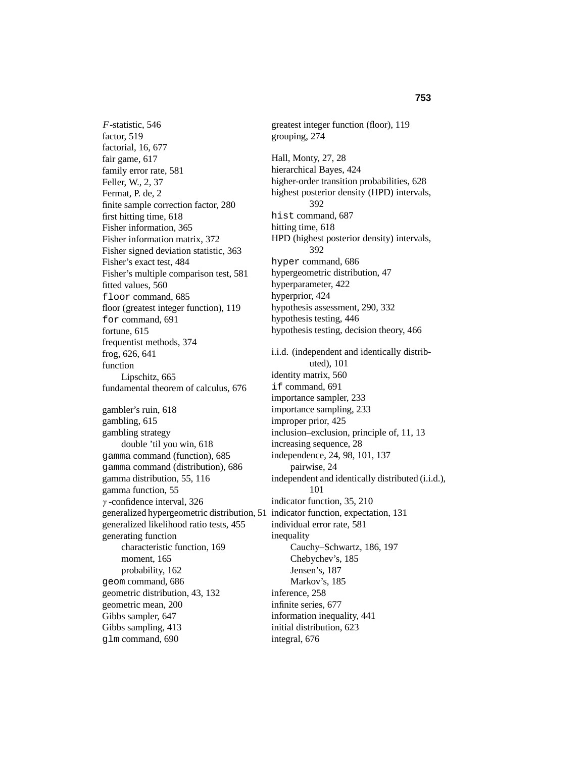$F$-statistic, 546
factor, 519
factorial, 16, 677
fair game, 617
family error rate, 581
Feller, W., 2, 37
Fermat, P. de, 2
finite sample correction factor, 280
first hitting time, 618
Fisher information, 365
Fisher information matrix, 372
Fisher signed deviation statistic, 363
Fisher's exact test, 484
Fisher's multiple comparison test, 581
fitted values, 560
`floor` command, 685
floor (greatest integer function), 119
`for` command, 691
fortune, 615
frequentist methods, 374
frog, 626, 641
function
    Lipschitz, 665
fundamental theorem of calculus, 676

gambler's ruin, 618
gambling, 615
gambling strategy
    double 'til you win, 618
`gamma` command (function), 685
`gamma` command (distribution), 686
gamma distribution, 55, 116
gamma function, 55
$\gamma$-confidence interval, 326
generalized hypergeometric distribution, 51
generalized likelihood ratio tests, 455
generating function
    characteristic function, 169
    moment, 165
    probability, 162
`geom` command, 686
geometric distribution, 43, 132
geometric mean, 200
Gibbs sampler, 647
Gibbs sampling, 413
`glm` command, 690

greatest integer function (floor), 119
grouping, 274

Hall, Monty, 27, 28
hierarchical Bayes, 424
higher-order transition probabilities, 628
highest posterior density (HPD) intervals,
        392
`hist` command, 687
hitting time, 618
HPD (highest posterior density) intervals,
        392
`hyper` command, 686
hypergeometric distribution, 47
hyperparameter, 422
hyperprior, 424
hypothesis assessment, 290, 332
hypothesis testing, 446
hypothesis testing, decision theory, 466

i.i.d. (independent and identically distributed), 101
identity matrix, 560
`if` command, 691
importance sampler, 233
importance sampling, 233
improper prior, 425
inclusion–exclusion, principle of, 11, 13
increasing sequence, 28
independence, 24, 98, 101, 137
    pairwise, 24
independent and identically distributed (i.i.d.),
        101
indicator function, 35, 210
indicator function, expectation, 131
individual error rate, 581
inequality
    Cauchy–Schwartz, 186, 197
    Chebychev's, 185
    Jensen's, 187
    Markov's, 185
inference, 258
infinite series, 677
information inequality, 441
initial distribution, 623
integral, 676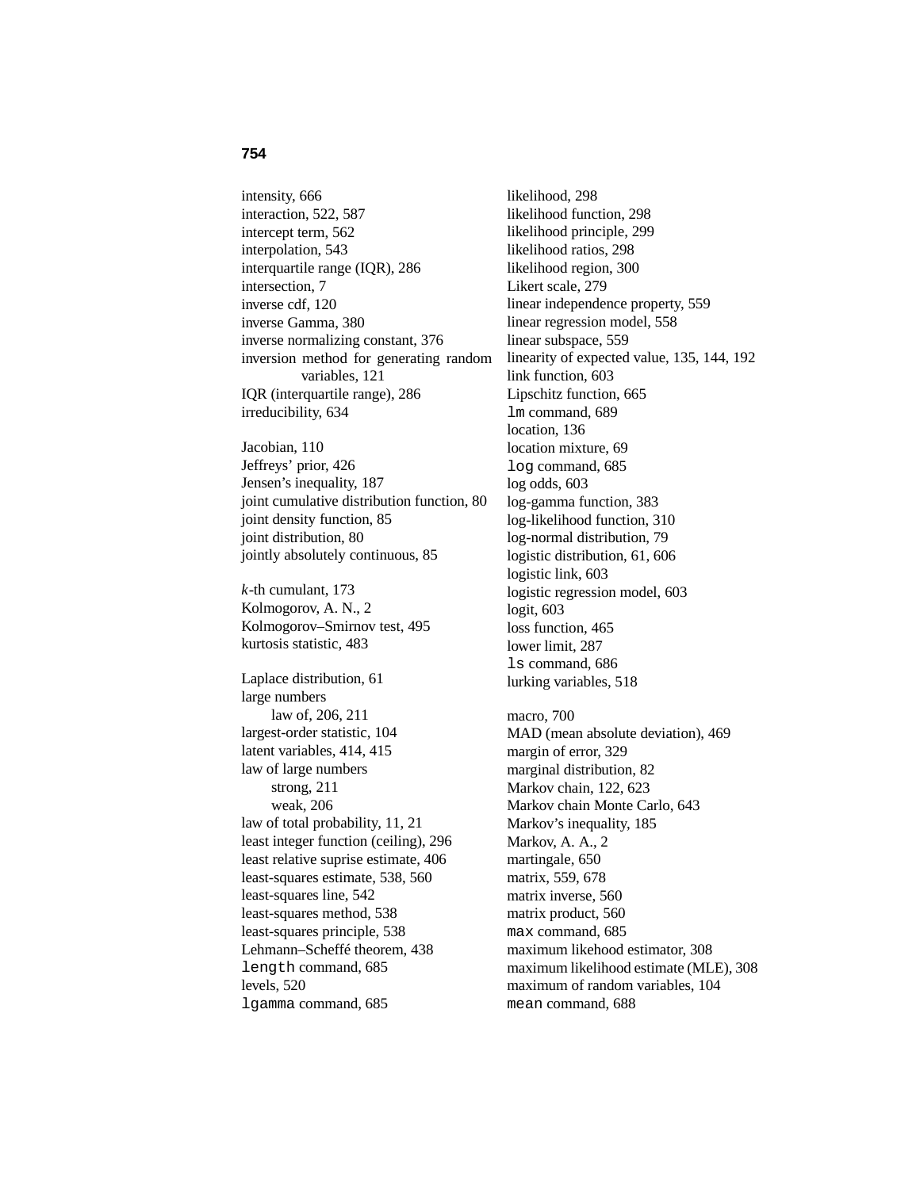intensity, 666
interaction, 522, 587
intercept term, 562
interpolation, 543
interquartile range (IQR), 286
intersection, 7
inverse cdf, 120
inverse Gamma, 380
inverse normalizing constant, 376
inversion method for generating random variables, 121
IQR (interquartile range), 286
irreducibility, 634

Jacobian, 110
Jeffreys' prior, 426
Jensen's inequality, 187
joint cumulative distribution function, 80
joint density function, 85
joint distribution, 80
jointly absolutely continuous, 85

*k*-th cumulant, 173
Kolmogorov, A. N., 2
Kolmogorov–Smirnov test, 495
kurtosis statistic, 483

Laplace distribution, 61
large numbers
    law of, 206, 211
largest-order statistic, 104
latent variables, 414, 415
law of large numbers
    strong, 211
    weak, 206
law of total probability, 11, 21
least integer function (ceiling), 296
least relative suprise estimate, 406
least-squares estimate, 538, 560
least-squares line, 542
least-squares method, 538
least-squares principle, 538
Lehmann–Scheffé theorem, 438
`length` command, 685
levels, 520
`lgamma` command, 685

likelihood, 298
likelihood function, 298
likelihood principle, 299
likelihood ratios, 298
likelihood region, 300
Likert scale, 279
linear independence property, 559
linear regression model, 558
linear subspace, 559
linearity of expected value, 135, 144, 192
link function, 603
Lipschitz function, 665
`lm` command, 689
location, 136
location mixture, 69
`log` command, 685
log odds, 603
log-gamma function, 383
log-likelihood function, 310
log-normal distribution, 79
logistic distribution, 61, 606
logistic link, 603
logistic regression model, 603
logit, 603
loss function, 465
lower limit, 287
`ls` command, 686
lurking variables, 518

macro, 700
MAD (mean absolute deviation), 469
margin of error, 329
marginal distribution, 82
Markov chain, 122, 623
Markov chain Monte Carlo, 643
Markov's inequality, 185
Markov, A. A., 2
martingale, 650
matrix, 559, 678
matrix inverse, 560
matrix product, 560
`max` command, 685
maximum likehood estimator, 308
maximum likelihood estimate (MLE), 308
maximum of random variables, 104
`mean` command, 688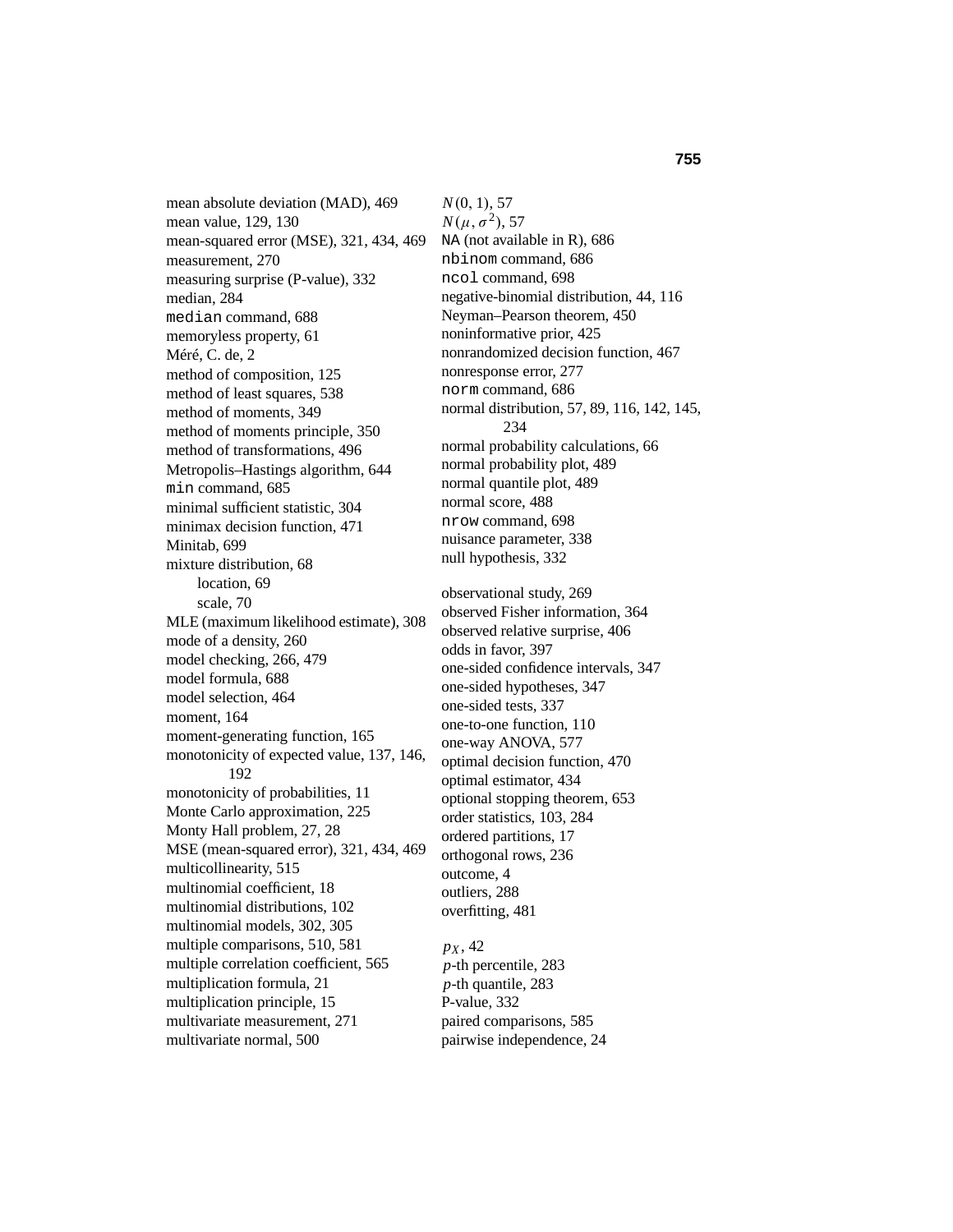mean absolute deviation (MAD), 469
mean value, 129, 130
mean-squared error (MSE), 321, 434, 469
measurement, 270
measuring surprise (P-value), 332
median, 284
`median` command, 688
memoryless property, 61
Méré, C. de, 2
method of composition, 125
method of least squares, 538
method of moments, 349
method of moments principle, 350
method of transformations, 496
Metropolis–Hastings algorithm, 644
`min` command, 685
minimal sufficient statistic, 304
minimax decision function, 471
Minitab, 699
mixture distribution, 68
  location, 69
  scale, 70
MLE (maximum likelihood estimate), 308
mode of a density, 260
model checking, 266, 479
model formula, 688
model selection, 464
moment, 164
moment-generating function, 165
monotonicity of expected value, 137, 146, 192
monotonicity of probabilities, 11
Monte Carlo approximation, 225
Monty Hall problem, 27, 28
MSE (mean-squared error), 321, 434, 469
multicollinearity, 515
multinomial coefficient, 18
multinomial distributions, 102
multinomial models, 302, 305
multiple comparisons, 510, 581
multiple correlation coefficient, 565
multiplication formula, 21
multiplication principle, 15
multivariate measurement, 271
multivariate normal, 500

$N(0, 1)$, 57
$N(\mu, \sigma^2)$, 57
`NA` (not available in R), 686
`nbinom` command, 686
`ncol` command, 698
negative-binomial distribution, 44, 116
Neyman–Pearson theorem, 450
noninformative prior, 425
nonrandomized decision function, 467
nonresponse error, 277
`norm` command, 686
normal distribution, 57, 89, 116, 142, 145, 234
normal probability calculations, 66
normal probability plot, 489
normal quantile plot, 489
normal score, 488
`nrow` command, 698
nuisance parameter, 338
null hypothesis, 332

observational study, 269
observed Fisher information, 364
observed relative surprise, 406
odds in favor, 397
one-sided confidence intervals, 347
one-sided hypotheses, 347
one-sided tests, 337
one-to-one function, 110
one-way ANOVA, 577
optimal decision function, 470
optimal estimator, 434
optional stopping theorem, 653
order statistics, 103, 284
ordered partitions, 17
orthogonal rows, 236
outcome, 4
outliers, 288
overfitting, 481

$p_X$, 42
$p$-th percentile, 283
$p$-th quantile, 283
P-value, 332
paired comparisons, 585
pairwise independence, 24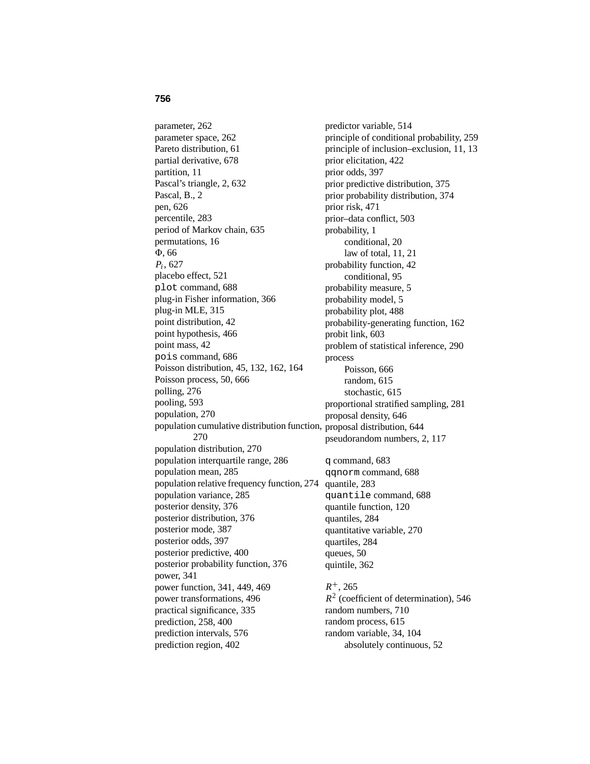parameter, 262
parameter space, 262
Pareto distribution, 61
partial derivative, 678
partition, 11
Pascal's triangle, 2, 632
Pascal, B., 2
pen, 626
percentile, 283
period of Markov chain, 635
permutations, 16
$\Phi$, 66
$P_i$, 627
placebo effect, 521
`plot` command, 688
plug-in Fisher information, 366
plug-in MLE, 315
point distribution, 42
point hypothesis, 466
point mass, 42
`pois` command, 686
Poisson distribution, 45, 132, 162, 164
Poisson process, 50, 666
polling, 276
pooling, 593
population, 270
population cumulative distribution function, 270
population distribution, 270
population interquartile range, 286
population mean, 285
population relative frequency function, 274
population variance, 285
posterior density, 376
posterior distribution, 376
posterior mode, 387
posterior odds, 397
posterior predictive, 400
posterior probability function, 376
power, 341
power function, 341, 449, 469
power transformations, 496
practical significance, 335
prediction, 258, 400
prediction intervals, 576
prediction region, 402
predictor variable, 514
principle of conditional probability, 259
principle of inclusion–exclusion, 11, 13
prior elicitation, 422
prior odds, 397
prior predictive distribution, 375
prior probability distribution, 374
prior risk, 471
prior–data conflict, 503
probability, 1
  conditional, 20
  law of total, 11, 21
probability function, 42
  conditional, 95
probability measure, 5
probability model, 5
probability plot, 488
probability-generating function, 162
probit link, 603
problem of statistical inference, 290
process
  Poisson, 666
  random, 615
  stochastic, 615
proportional stratified sampling, 281
proposal density, 646
proposal distribution, 644
pseudorandom numbers, 2, 117

`q` command, 683
`qqnorm` command, 688
quantile, 283
`quantile` command, 688
quantile function, 120
quantiles, 284
quantitative variable, 270
quartiles, 284
queues, 50
quintile, 362

$R^+$, 265
$R^2$ (coefficient of determination), 546
random numbers, 710
random process, 615
random variable, 34, 104
  absolutely continuous, 52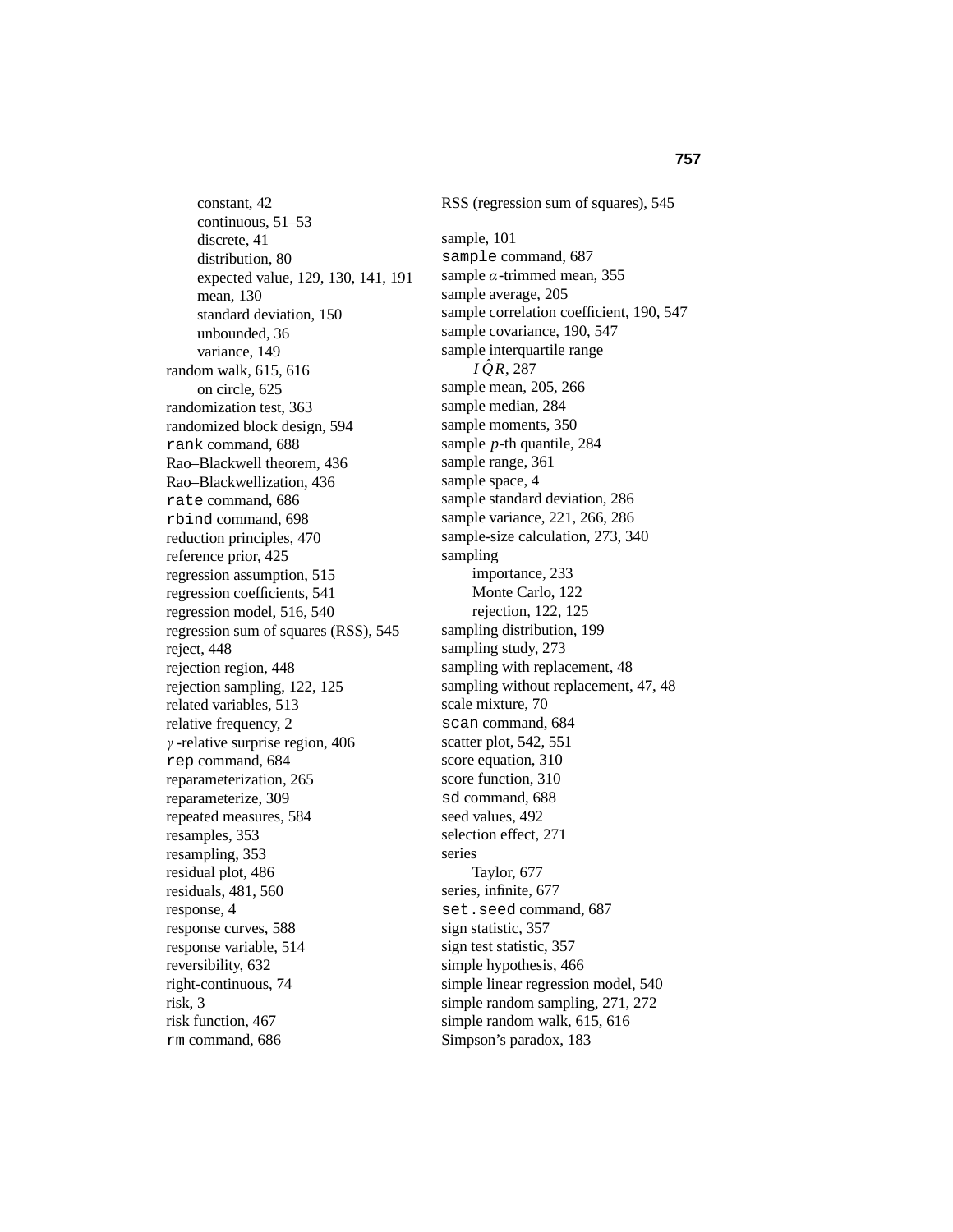constant, 42
continuous, 51–53
discrete, 41
distribution, 80
expected value, 129, 130, 141, 191
mean, 130
standard deviation, 150
unbounded, 36
variance, 149

random walk, 615, 616
on circle, 625
randomization test, 363
randomized block design, 594
`rank` command, 688
Rao–Blackwell theorem, 436
Rao–Blackwellization, 436
`rate` command, 686
`rbind` command, 698
reduction principles, 470
reference prior, 425
regression assumption, 515
regression coefficients, 541
regression model, 516, 540
regression sum of squares (RSS), 545
reject, 448
rejection region, 448
rejection sampling, 122, 125
related variables, 513
relative frequency, 2
$\gamma$-relative surprise region, 406
`rep` command, 684
reparameterization, 265
reparameterize, 309
repeated measures, 584
resamples, 353
resampling, 353
residual plot, 486
residuals, 481, 560
response, 4
response curves, 588
response variable, 514
reversibility, 632
right-continuous, 74
risk, 3
risk function, 467
`rm` command, 686

RSS (regression sum of squares), 545

sample, 101
`sample` command, 687
sample $\alpha$-trimmed mean, 355
sample average, 205
sample correlation coefficient, 190, 547
sample covariance, 190, 547
sample interquartile range
$I\hat{Q}R$, 287
sample mean, 205, 266
sample median, 284
sample moments, 350
sample $p$-th quantile, 284
sample range, 361
sample space, 4
sample standard deviation, 286
sample variance, 221, 266, 286
sample-size calculation, 273, 340
sampling
importance, 233
Monte Carlo, 122
rejection, 122, 125
sampling distribution, 199
sampling study, 273
sampling with replacement, 48
sampling without replacement, 47, 48
scale mixture, 70
`scan` command, 684
scatter plot, 542, 551
score equation, 310
score function, 310
`sd` command, 688
seed values, 492
selection effect, 271
series
Taylor, 677
series, infinite, 677
`set.seed` command, 687
sign statistic, 357
sign test statistic, 357
simple hypothesis, 466
simple linear regression model, 540
simple random sampling, 271, 272
simple random walk, 615, 616
Simpson's paradox, 183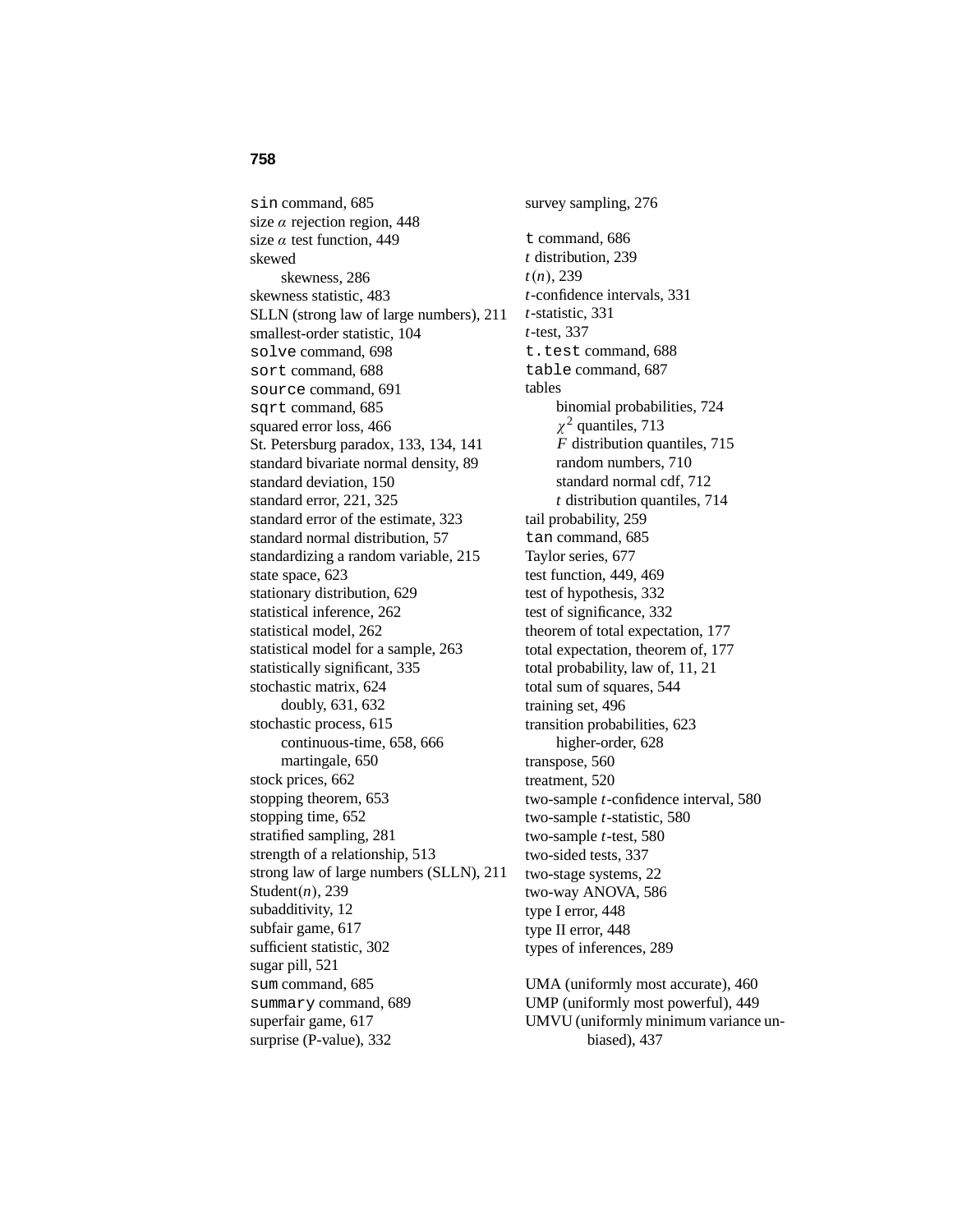`sin` command, 685
size $\alpha$ rejection region, 448
size $\alpha$ test function, 449
skewed
    skewness, 286
skewness statistic, 483
SLLN (strong law of large numbers), 211
smallest-order statistic, 104
`solve` command, 698
`sort` command, 688
`source` command, 691
`sqrt` command, 685
squared error loss, 466
St. Petersburg paradox, 133, 134, 141
standard bivariate normal density, 89
standard deviation, 150
standard error, 221, 325
standard error of the estimate, 323
standard normal distribution, 57
standardizing a random variable, 215
state space, 623
stationary distribution, 629
statistical inference, 262
statistical model, 262
statistical model for a sample, 263
statistically significant, 335
stochastic matrix, 624
    doubly, 631, 632
stochastic process, 615
    continuous-time, 658, 666
    martingale, 650
stock prices, 662
stopping theorem, 653
stopping time, 652
stratified sampling, 281
strength of a relationship, 513
strong law of large numbers (SLLN), 211
Student($n$), 239
subadditivity, 12
subfair game, 617
sufficient statistic, 302
sugar pill, 521
`sum` command, 685
`summary` command, 689
superfair game, 617
surprise (P-value), 332
survey sampling, 276

`t` command, 686
*t* distribution, 239
$t(n)$, 239
*t*-confidence intervals, 331
*t*-statistic, 331
*t*-test, 337
`t.test` command, 688
`table` command, 687
tables
    binomial probabilities, 724
    $\chi^2$ quantiles, 713
    $F$ distribution quantiles, 715
    random numbers, 710
    standard normal cdf, 712
    *t* distribution quantiles, 714
tail probability, 259
`tan` command, 685
Taylor series, 677
test function, 449, 469
test of hypothesis, 332
test of significance, 332
theorem of total expectation, 177
total expectation, theorem of, 177
total probability, law of, 11, 21
total sum of squares, 544
training set, 496
transition probabilities, 623
    higher-order, 628
transpose, 560
treatment, 520
two-sample *t*-confidence interval, 580
two-sample *t*-statistic, 580
two-sample *t*-test, 580
two-sided tests, 337
two-stage systems, 22
two-way ANOVA, 586
type I error, 448
type II error, 448
types of inferences, 289

UMA (uniformly most accurate), 460
UMP (uniformly most powerful), 449
UMVU (uniformly minimum variance unbiased), 437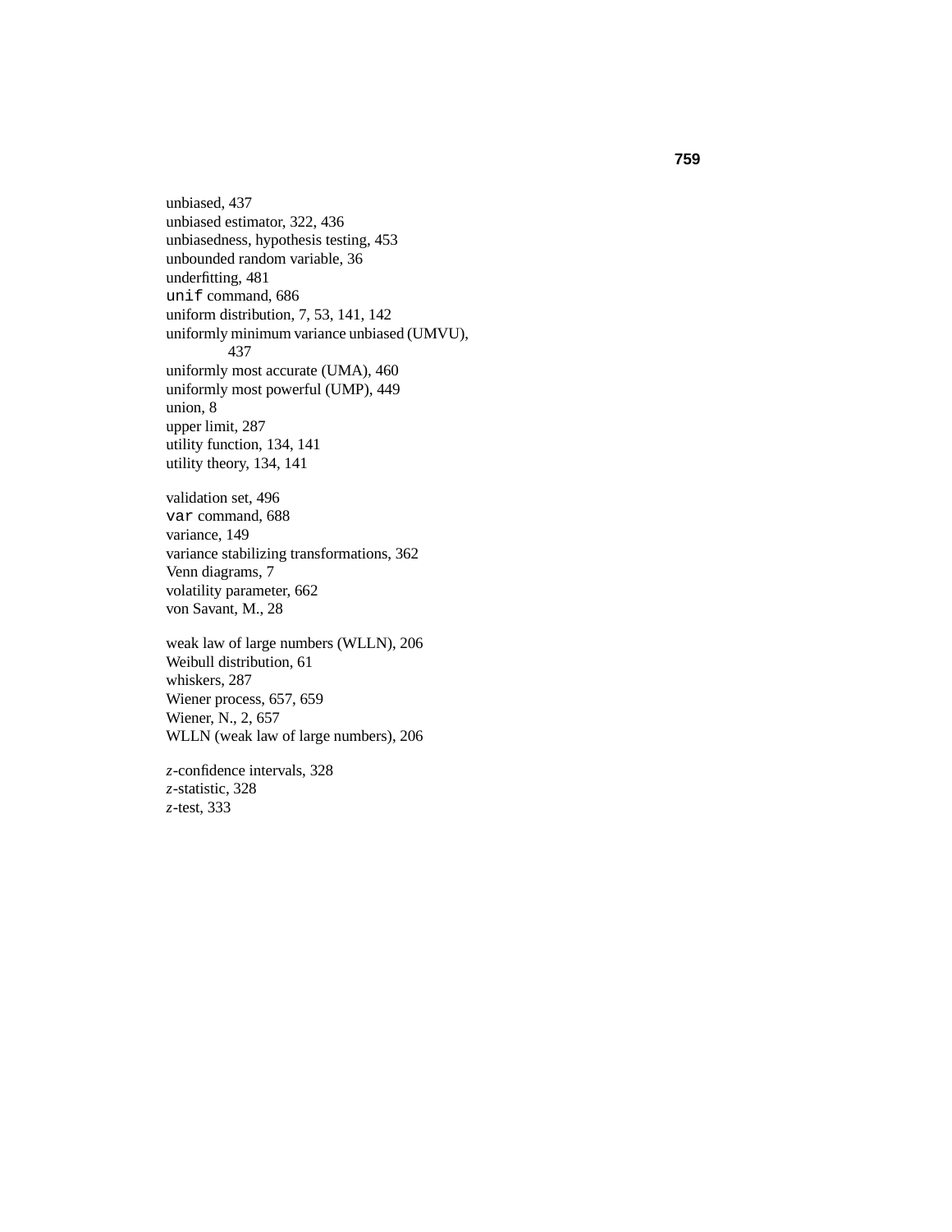unbiased, 437
unbiased estimator, 322, 436
unbiasedness, hypothesis testing, 453
unbounded random variable, 36
underfitting, 481
`unif` command, 686
uniform distribution, 7, 53, 141, 142
uniformly minimum variance unbiased (UMVU), 437
uniformly most accurate (UMA), 460
uniformly most powerful (UMP), 449
union, 8
upper limit, 287
utility function, 134, 141
utility theory, 134, 141

validation set, 496
`var` command, 688
variance, 149
variance stabilizing transformations, 362
Venn diagrams, 7
volatility parameter, 662
von Savant, M., 28

weak law of large numbers (WLLN), 206
Weibull distribution, 61
whiskers, 287
Wiener process, 657, 659
Wiener, N., 2, 657
WLLN (weak law of large numbers), 206

*z*-confidence intervals, 328
*z*-statistic, 328
*z*-test, 333